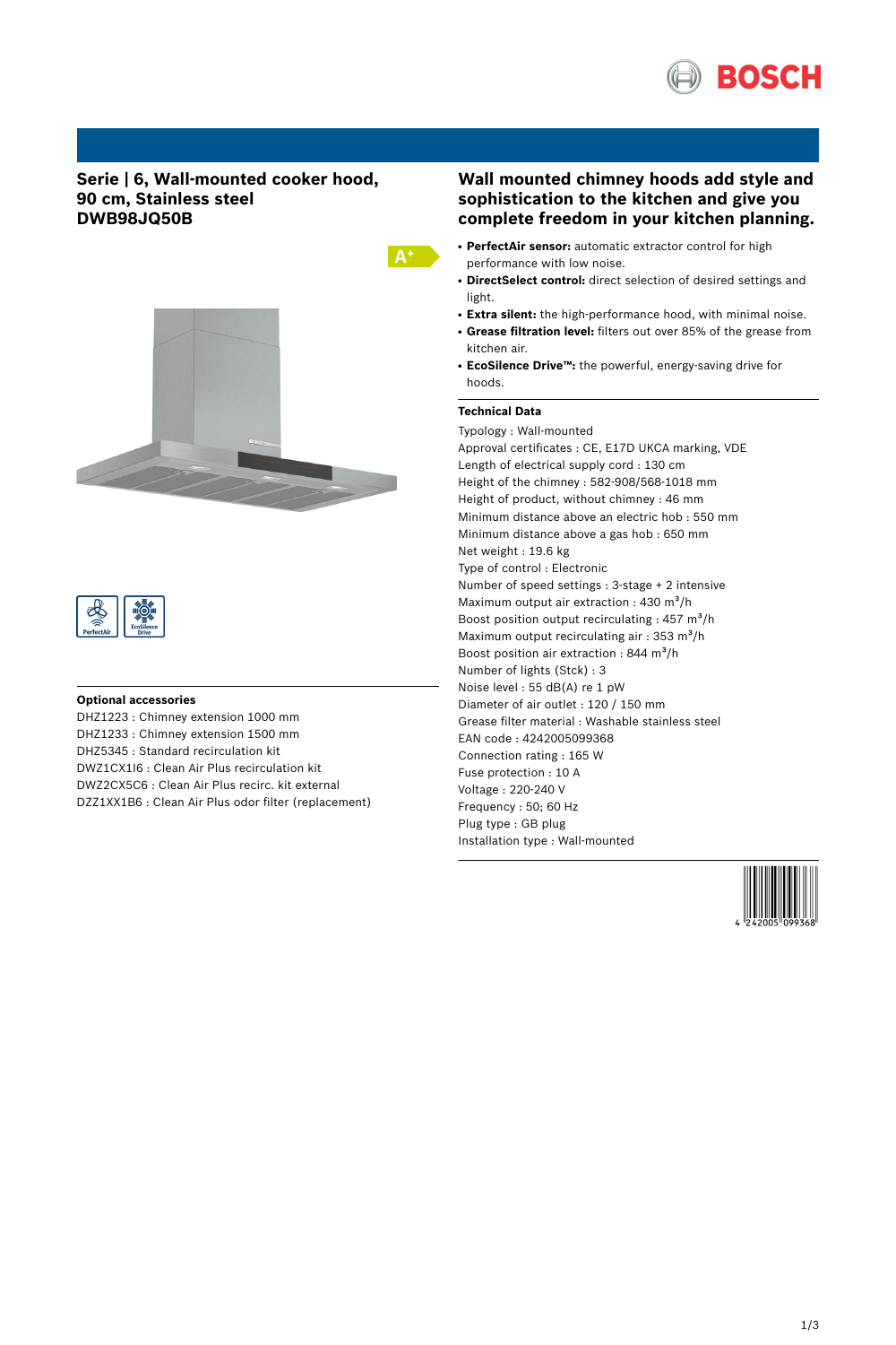## Serie | 6, Wall-mounted cooker hood, 90 cm, Stainless steel DWB98JQ50B

A+

PerfectAir | EcoSilence Drive

### Optional accessories

DHZ1223 : Chimney extension 1000 mm
DHZ1233 : Chimney extension 1500 mm
DHZ5345 : Standard recirculation kit
DWZ1CX1I6 : Clean Air Plus recirculation kit
DWZ2CX5C6 : Clean Air Plus recirc. kit external
DZZ1XX1B6 : Clean Air Plus odor filter (replacement)

## Wall mounted chimney hoods add style and sophistication to the kitchen and give you complete freedom in your kitchen planning.

- **PerfectAir sensor:** automatic extractor control for high performance with low noise.
- **DirectSelect control:** direct selection of desired settings and light.
- **Extra silent:** the high-performance hood, with minimal noise.
- **Grease filtration level:** filters out over 85% of the grease from kitchen air.
- **EcoSilence Drive™:** the powerful, energy-saving drive for hoods.

### Technical Data

Typology : Wall-mounted
Approval certificates : CE, E17D UKCA marking, VDE
Length of electrical supply cord : 130 cm
Height of the chimney : 582-908/568-1018 mm
Height of product, without chimney : 46 mm
Minimum distance above an electric hob : 550 mm
Minimum distance above a gas hob : 650 mm
Net weight : 19.6 kg
Type of control : Electronic
Number of speed settings : 3-stage + 2 intensive
Maximum output air extraction : 430 $m^3/h$
Boost position output recirculating : 457 $m^3/h$
Maximum output recirculating air : 353 $m^3/h$
Boost position air extraction : 844 $m^3/h$
Number of lights (Stck) : 3
Noise level : 55 dB(A) re 1 pW
Diameter of air outlet : 120 / 150 mm
Grease filter material : Washable stainless steel
EAN code : 4242005099368
Connection rating : 165 W
Fuse protection : 10 A
Voltage : 220-240 V
Frequency : 50; 60 Hz
Plug type : GB plug
Installation type : Wall-mounted

4 242005 099368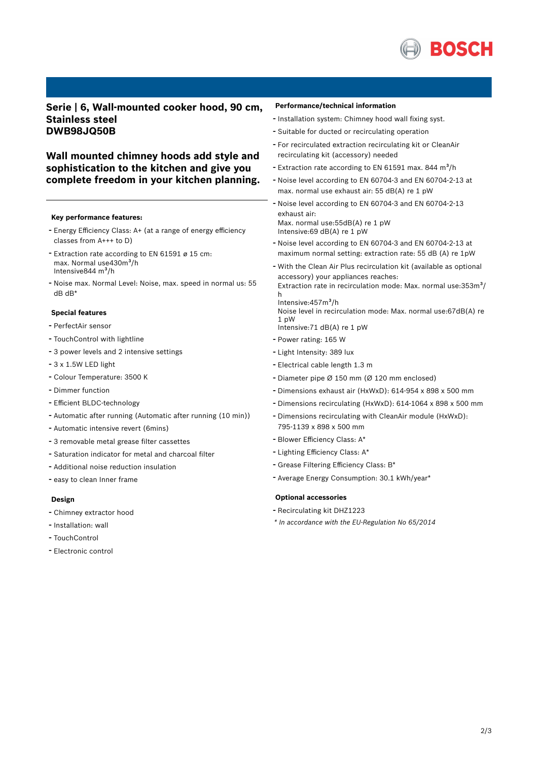## Serie | 6, Wall-mounted cooker hood, 90 cm, Stainless steel
## DWB98JQ50B

## Wall mounted chimney hoods add style and sophistication to the kitchen and give you complete freedom in your kitchen planning.

---

### Key performance features:

- Energy Efficiency Class: A+ (at a range of energy efficiency classes from A+++ to D)
- Extraction rate according to EN 61591 ø 15 cm:
  max. Normal use430m³/h
  Intensive844 m³/h
- Noise max. Normal Level: Noise, max. speed in normal us: 55 dB dB*

### Special features

- PerfectAir sensor
- TouchControl with lightline
- 3 power levels and 2 intensive settings
- 3 x 1.5W LED light
- Colour Temperature: 3500 K
- Dimmer function
- Efficient BLDC-technology
- Automatic after running (Automatic after running (10 min))
- Automatic intensive revert (6mins)
- 3 removable metal grease filter cassettes
- Saturation indicator for metal and charcoal filter
- Additional noise reduction insulation
- easy to clean Inner frame

### Design

- Chimney extractor hood
- Installation: wall
- TouchControl
- Electronic control

### Performance/technical information

- Installation system: Chimney hood wall fixing syst.
- Suitable for ducted or recirculating operation
- For recirculated extraction recirculating kit or CleanAir recirculating kit (accessory) needed
- Extraction rate according to EN 61591 max. 844 m³/h
- Noise level according to EN 60704-3 and EN 60704-2-13 at max. normal use exhaust air: 55 dB(A) re 1 pW
- Noise level according to EN 60704-3 and EN 60704-2-13 exhaust air:
  Max. normal use:55dB(A) re 1 pW
  Intensive:69 dB(A) re 1 pW
- Noise level according to EN 60704-3 and EN 60704-2-13 at maximum normal setting: extraction rate: 55 dB (A) re 1pW
- With the Clean Air Plus recirculation kit (available as optional accessory) your appliances reaches:
  Extraction rate in recirculation mode: Max. normal use:353m³/h
  Intensive:457m³/h
  Noise level in recirculation mode: Max. normal use:67dB(A) re 1 pW
  Intensive:71 dB(A) re 1 pW
- Power rating: 165 W
- Light Intensity: 389 lux
- Electrical cable length 1.3 m
- Diameter pipe Ø 150 mm (Ø 120 mm enclosed)
- Dimensions exhaust air (HxWxD): 614-954 x 898 x 500 mm
- Dimensions recirculating (HxWxD): 614-1064 x 898 x 500 mm
- Dimensions recirculating with CleanAir module (HxWxD): 795-1139 x 898 x 500 mm
- Blower Efficiency Class: A*
- Lighting Efficiency Class: A*
- Grease Filtering Efficiency Class: B*
- Average Energy Consumption: 30.1 kWh/year*

### Optional accessories

- Recirculating kit DHZ1223

*\* In accordance with the EU-Regulation No 65/2014*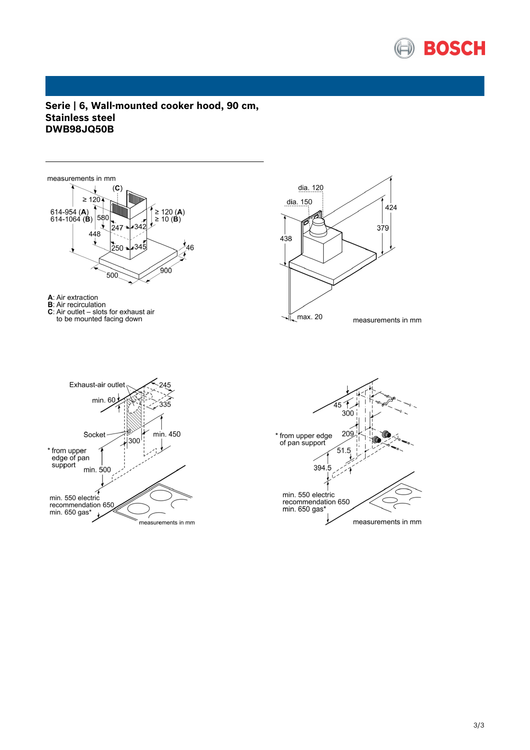# Serie | 6, Wall-mounted cooker hood, 90 cm, Stainless steel
# DWB98JQ50B

measurements in mm

≥ 120

(C)

614-954 (A)
614-1064 (B)

580

448

247

342

250

345

≥ 120 (A)
≥ 10 (B)

46

500

900

A: Air extraction
B: Air recirculation
C: Air outlet – slots for exhaust air to be mounted facing down

dia. 120

dia. 150

424

379

438

max. 20

measurements in mm

Exhaust-air outlet

245

min. 60

335

Socket

min. 450

300

* from upper edge of pan support

min. 500

min. 550 electric
recommendation 650
min. 650 gas*

measurements in mm

45

300

* from upper edge of pan support

209

51.5

394.5

min. 550 electric
recommendation 650
min. 650 gas*

measurements in mm